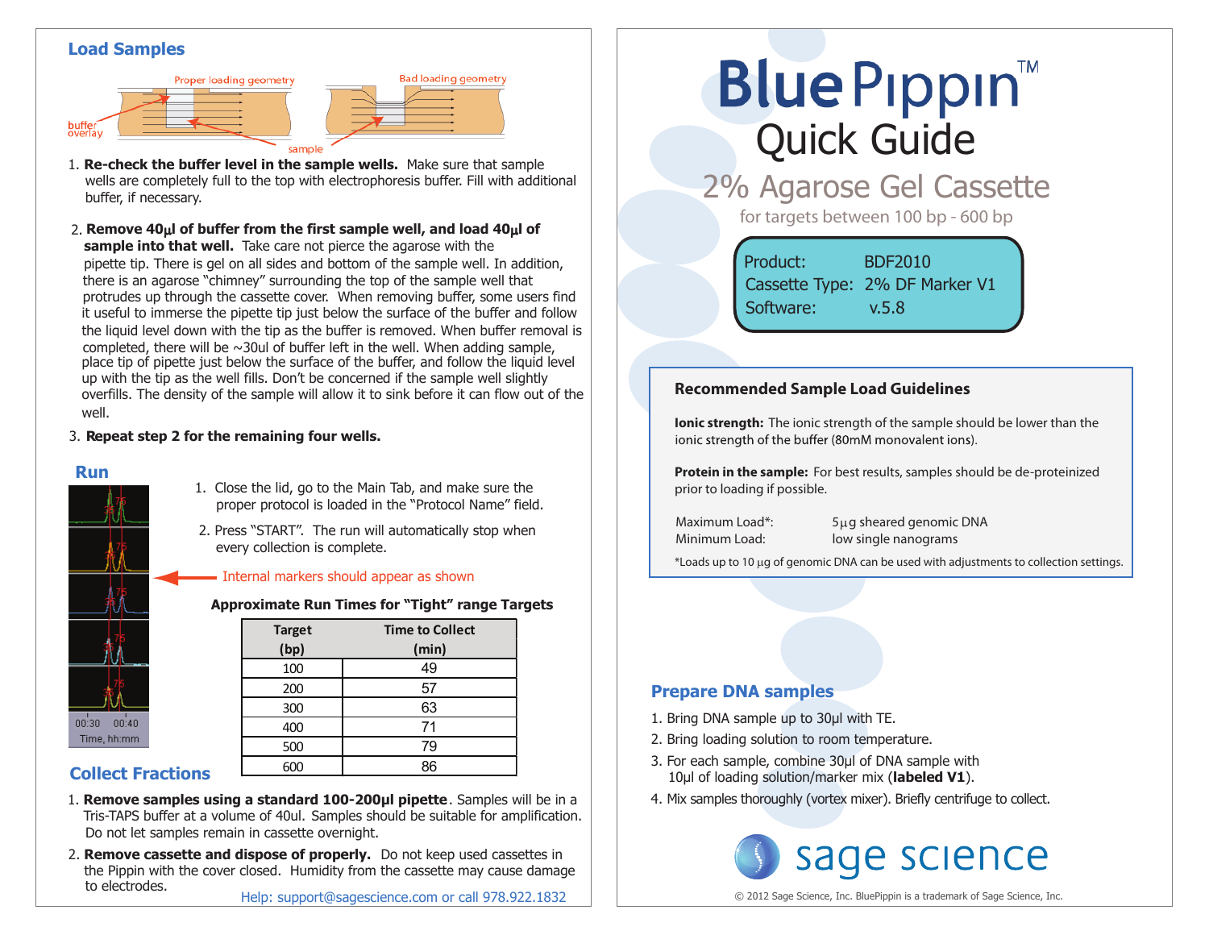# BluePippin™ Quick Guide

## 2% Agarose Gel Cassette

for targets between 100 bp - 600 bp

Product: BDF2010
Cassette Type: 2% DF Marker V1
Software: v.5.8

### Recommended Sample Load Guidelines

**Ionic strength:** The ionic strength of the sample should be lower than the ionic strength of the buffer (80mM monovalent ions).

**Protein in the sample:** For best results, samples should be de-proteinized prior to loading if possible.

Maximum Load*: 5µg sheared genomic DNA
Minimum Load: low single nanograms

*Loads up to 10 µg of genomic DNA can be used with adjustments to collection settings.

## Prepare DNA samples

1. Bring DNA sample up to 30µl with TE.
2. Bring loading solution to room temperature.
3. For each sample, combine 30µl of DNA sample with 10µl of loading solution/marker mix (**labeled V1**).
4. Mix samples thoroughly (vortex mixer). Briefly centrifuge to collect.

## Load Samples

Proper loading geometry — Bad loading geometry — buffer overlay — sample

1. **Re-check the buffer level in the sample wells.** Make sure that sample wells are completely full to the top with electrophoresis buffer. Fill with additional buffer, if necessary.
2. **Remove 40µl of buffer from the first sample well, and load 40µl of sample into that well.** Take care not pierce the agarose with the pipette tip. There is gel on all sides and bottom of the sample well. In addition, there is an agarose "chimney" surrounding the top of the sample well that protrudes up through the cassette cover. When removing buffer, some users find it useful to immerse the pipette tip just below the surface of the buffer and follow the liquid level down with the tip as the buffer is removed. When buffer removal is completed, there will be ~30ul of buffer left in the well. When adding sample, place tip of pipette just below the surface of the buffer, and follow the liquid level up with the tip as the well fills. Don't be concerned if the sample well slightly overfills. The density of the sample will allow it to sink before it can flow out of the well.
3. **Repeat step 2 for the remaining four wells.**

## Run

1. Close the lid, go to the Main Tab, and make sure the proper protocol is loaded in the "Protocol Name" field.
2. Press "START". The run will automatically stop when every collection is complete.

Internal markers should appear as shown

00:30 00:40
Time, hh:mm

**Approximate Run Times for "Tight" range Targets**

| Target (bp) | Time to Collect (min) |
|---|---|
| 100 | 49 |
| 200 | 57 |
| 300 | 63 |
| 400 | 71 |
| 500 | 79 |
| 600 | 86 |

## Collect Fractions

1. **Remove samples using a standard 100-200µl pipette**. Samples will be in a Tris-TAPS buffer at a volume of 40ul. Samples should be suitable for amplification. Do not let samples remain in cassette overnight.
2. **Remove cassette and dispose of properly.** Do not keep used cassettes in the Pippin with the cover closed. Humidity from the cassette may cause damage to electrodes.

Help: support@sagescience.com or call 978.922.1832

sage science

© 2012 Sage Science, Inc. BluePippin is a trademark of Sage Science, Inc.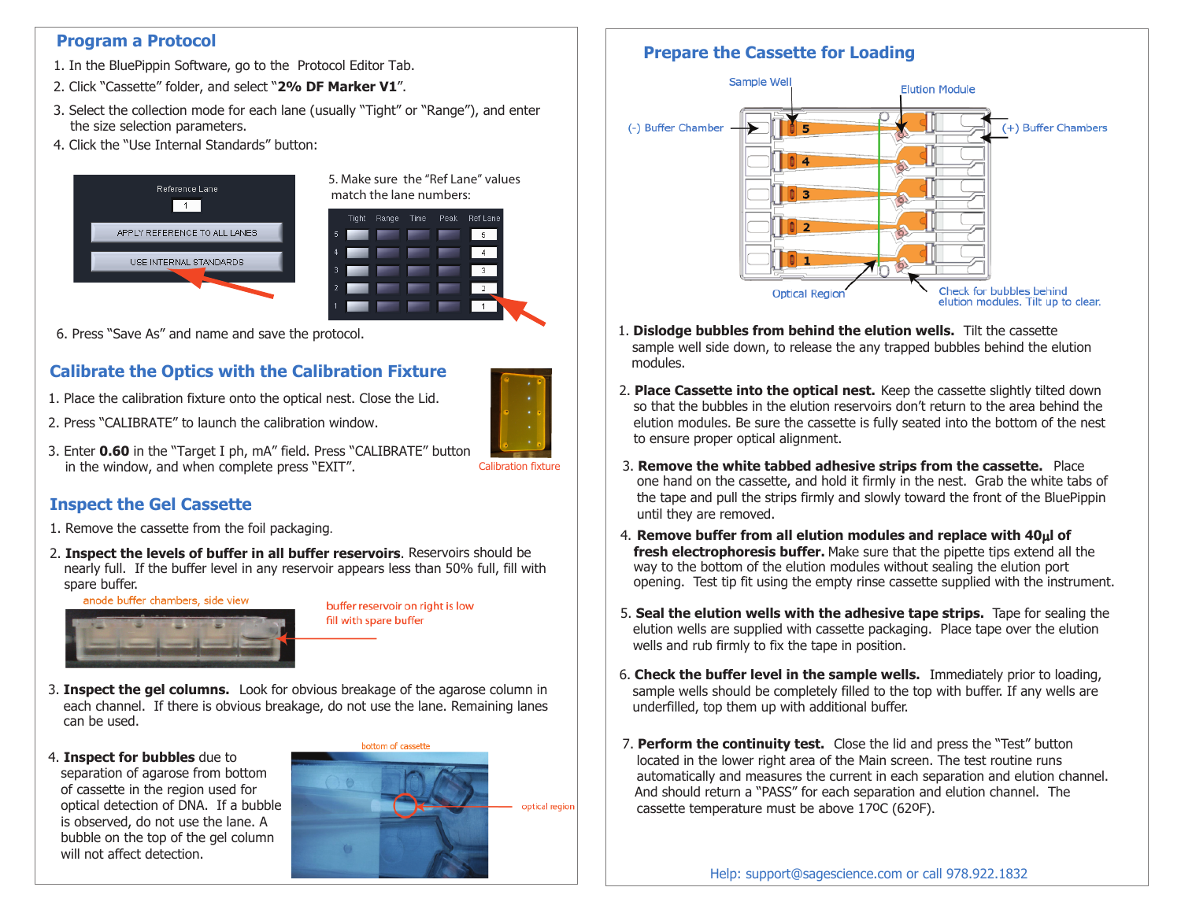## Program a Protocol

1. In the BluePippin Software, go to the Protocol Editor Tab.
2. Click "Cassette" folder, and select "**2% DF Marker V1**".
3. Select the collection mode for each lane (usually "Tight" or "Range"), and enter the size selection parameters.
4. Click the "Use Internal Standards" button:

Reference Lane

1

APPLY REFERENCE TO ALL LANES

USE INTERNAL STANDARDS

5. Make sure the "Ref Lane" values match the lane numbers:

| | Tight | Range | Time | Peak | Ref Lane |
|---|---|---|---|---|---|
| 5 | | | | | 5 |
| 4 | | | | | 4 |
| 3 | | | | | 3 |
| 2 | | | | | 2 |
| 1 | | | | | 1 |

6. Press "Save As" and name and save the protocol.

## Calibrate the Optics with the Calibration Fixture

1. Place the calibration fixture onto the optical nest. Close the Lid.
2. Press "CALIBRATE" to launch the calibration window.
3. Enter **0.60** in the "Target I ph, mA" field. Press "CALIBRATE" button in the window, and when complete press "EXIT".

Calibration fixture

## Inspect the Gel Cassette

1. Remove the cassette from the foil packaging.
2. **Inspect the levels of buffer in all buffer reservoirs**. Reservoirs should be nearly full. If the buffer level in any reservoir appears less than 50% full, fill with spare buffer.

anode buffer chambers, side view

buffer reservoir on right is low
fill with spare buffer

3. **Inspect the gel columns.** Look for obvious breakage of the agarose column in each channel. If there is obvious breakage, do not use the lane. Remaining lanes can be used.
4. **Inspect for bubbles** due to separation of agarose from bottom of cassette in the region used for optical detection of DNA. If a bubble is observed, do not use the lane. A bubble on the top of the gel column will not affect detection.

bottom of cassette

optical region

## Prepare the Cassette for Loading

Sample Well

Elution Module

(-) Buffer Chamber

(+) Buffer Chambers

Optical Region

Check for bubbles behind elution modules. Tilt up to clear.

1. **Dislodge bubbles from behind the elution wells.** Tilt the cassette sample well side down, to release the any trapped bubbles behind the elution modules.
2. **Place Cassette into the optical nest.** Keep the cassette slightly tilted down so that the bubbles in the elution reservoirs don't return to the area behind the elution modules. Be sure the cassette is fully seated into the bottom of the nest to ensure proper optical alignment.
3. **Remove the white tabbed adhesive strips from the cassette.** Place one hand on the cassette, and hold it firmly in the nest. Grab the white tabs of the tape and pull the strips firmly and slowly toward the front of the BluePippin until they are removed.
4. **Remove buffer from all elution modules and replace with 40µl of fresh electrophoresis buffer.** Make sure that the pipette tips extend all the way to the bottom of the elution modules without sealing the elution port opening. Test tip fit using the empty rinse cassette supplied with the instrument.
5. **Seal the elution wells with the adhesive tape strips.** Tape for sealing the elution wells are supplied with cassette packaging. Place tape over the elution wells and rub firmly to fix the tape in position.
6. **Check the buffer level in the sample wells.** Immediately prior to loading, sample wells should be completely filled to the top with buffer. If any wells are underfilled, top them up with additional buffer.
7. **Perform the continuity test.** Close the lid and press the "Test" button located in the lower right area of the Main screen. The test routine runs automatically and measures the current in each separation and elution channel. And should return a "PASS" for each separation and elution channel. The cassette temperature must be above 17ºC (62ºF).

Help: support@sagescience.com or call 978.922.1832